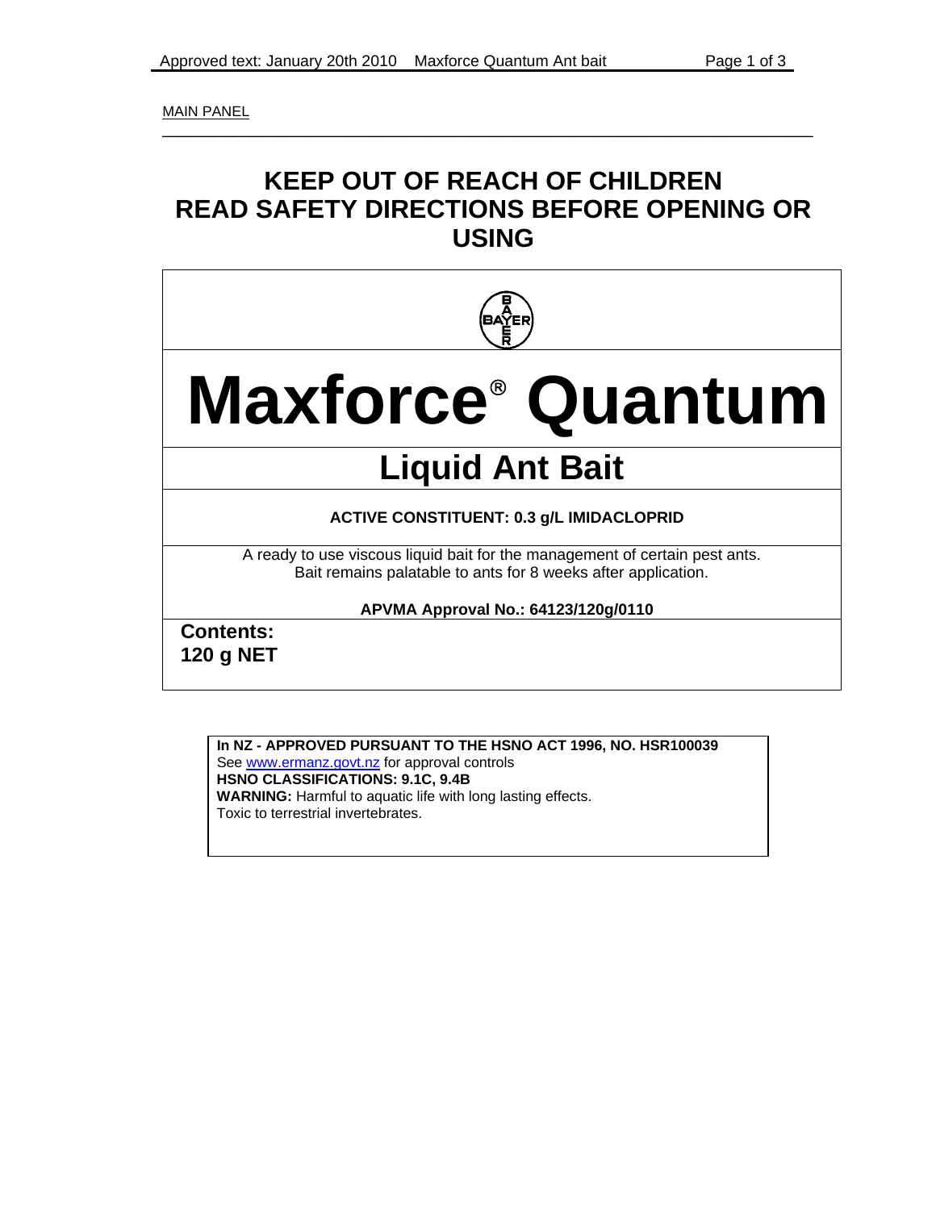MAIN PANEL

## KEEP OUT OF REACH OF CHILDREN
## READ SAFETY DIRECTIONS BEFORE OPENING OR USING

BAYER

# Maxforce® Quantum

## Liquid Ant Bait

**ACTIVE CONSTITUENT: 0.3 g/L IMIDACLOPRID**

A ready to use viscous liquid bait for the management of certain pest ants.
Bait remains palatable to ants for 8 weeks after application.

**APVMA Approval No.: 64123/120g/0110**

**Contents:**
**120 g NET**

**In NZ - APPROVED PURSUANT TO THE HSNO ACT 1996, NO. HSR100039**
See www.ermanz.govt.nz for approval controls
**HSNO CLASSIFICATIONS: 9.1C, 9.4B**
**WARNING:** Harmful to aquatic life with long lasting effects.
Toxic to terrestrial invertebrates.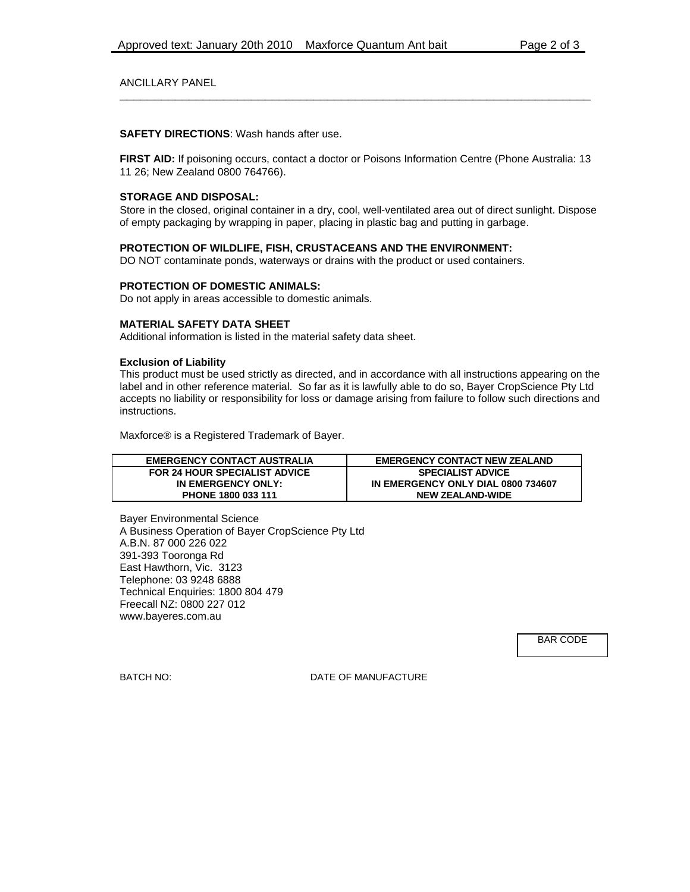ANCILLARY PANEL

**SAFETY DIRECTIONS**: Wash hands after use.

**FIRST AID:** If poisoning occurs, contact a doctor or Poisons Information Centre (Phone Australia: 13 11 26; New Zealand 0800 764766).

**STORAGE AND DISPOSAL:**
Store in the closed, original container in a dry, cool, well-ventilated area out of direct sunlight. Dispose of empty packaging by wrapping in paper, placing in plastic bag and putting in garbage.

**PROTECTION OF WILDLIFE, FISH, CRUSTACEANS AND THE ENVIRONMENT:**
DO NOT contaminate ponds, waterways or drains with the product or used containers.

**PROTECTION OF DOMESTIC ANIMALS:**
Do not apply in areas accessible to domestic animals.

**MATERIAL SAFETY DATA SHEET**
Additional information is listed in the material safety data sheet.

**Exclusion of Liability**
This product must be used strictly as directed, and in accordance with all instructions appearing on the label and in other reference material. So far as it is lawfully able to do so, Bayer CropScience Pty Ltd accepts no liability or responsibility for loss or damage arising from failure to follow such directions and instructions.

Maxforce® is a Registered Trademark of Bayer.

| EMERGENCY CONTACT AUSTRALIA | EMERGENCY CONTACT NEW ZEALAND |
|---|---|
| FOR 24 HOUR SPECIALIST ADVICE<br>IN EMERGENCY ONLY:<br>PHONE 1800 033 111 | SPECIALIST ADVICE<br>IN EMERGENCY ONLY DIAL 0800 734607<br>NEW ZEALAND-WIDE |

Bayer Environmental Science
A Business Operation of Bayer CropScience Pty Ltd
A.B.N. 87 000 226 022
391-393 Tooronga Rd
East Hawthorn, Vic. 3123
Telephone: 03 9248 6888
Technical Enquiries: 1800 804 479
Freecall NZ: 0800 227 012
www.bayeres.com.au

BAR CODE

BATCH NO: DATE OF MANUFACTURE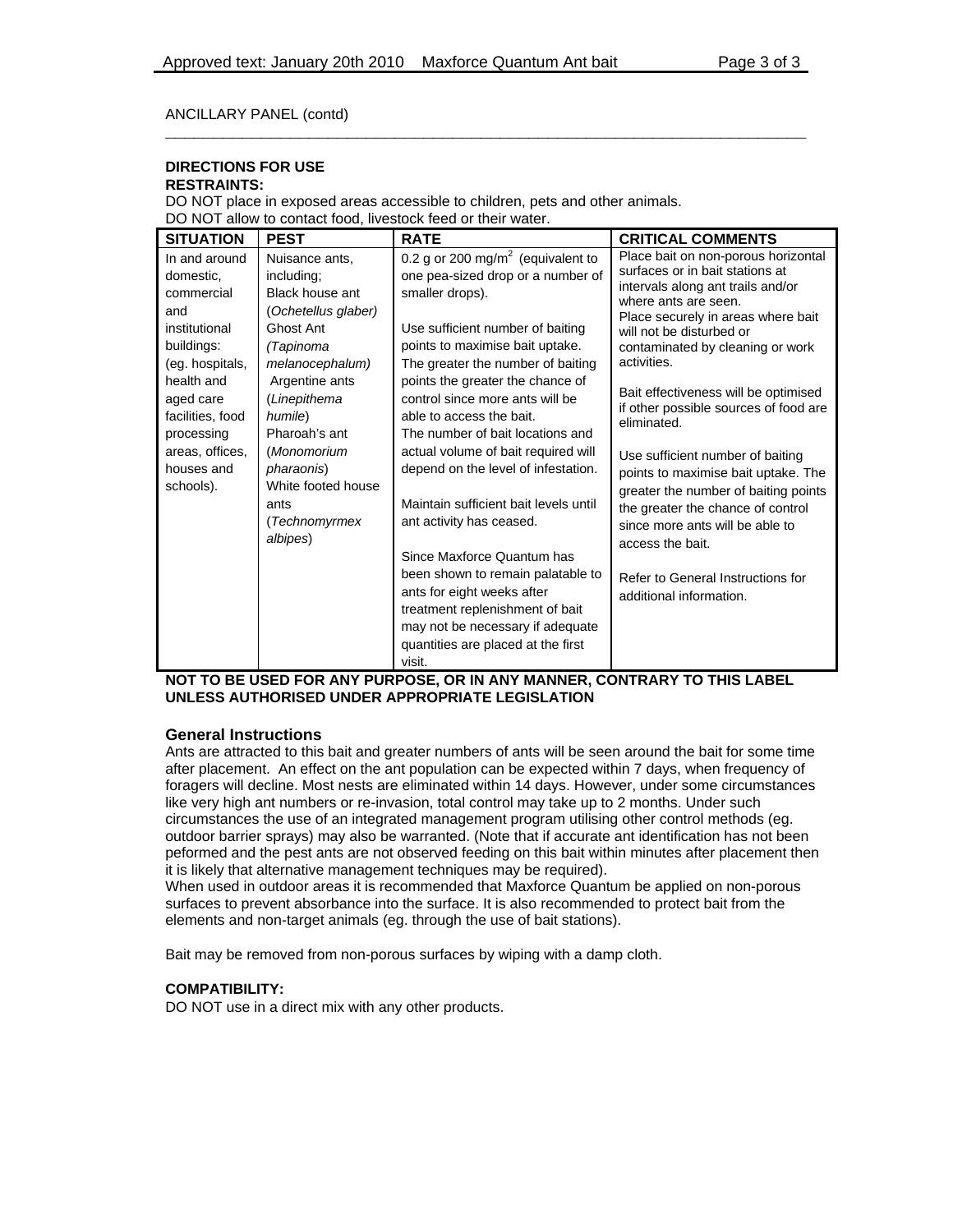ANCILLARY PANEL (contd)

**DIRECTIONS FOR USE**

**RESTRAINTS:**

DO NOT place in exposed areas accessible to children, pets and other animals.

DO NOT allow to contact food, livestock feed or their water.

| SITUATION | PEST | RATE | CRITICAL COMMENTS |
|---|---|---|---|
| In and around domestic, commercial and institutional buildings: (eg. hospitals, health and aged care facilities, food processing areas, offices, houses and schools). | Nuisance ants, including; Black house ant (*Ochetellus glaber*) Ghost Ant (*Tapinoma melanocephalum*) Argentine ants (*Linepithema humile*) Pharoah's ant (*Monomorium pharaonis*) White footed house ants (*Technomyrmex albipes*) | 0.2 g or 200 mg/m$^2$ (equivalent to one pea-sized drop or a number of smaller drops).<br><br>Use sufficient number of baiting points to maximise bait uptake. The greater the number of baiting points the greater the chance of control since more ants will be able to access the bait. The number of bait locations and actual volume of bait required will depend on the level of infestation.<br><br>Maintain sufficient bait levels until ant activity has ceased.<br><br>Since Maxforce Quantum has been shown to remain palatable to ants for eight weeks after treatment replenishment of bait may not be necessary if adequate quantities are placed at the first visit. | Place bait on non-porous horizontal surfaces or in bait stations at intervals along ant trails and/or where ants are seen. Place securely in areas where bait will not be disturbed or contaminated by cleaning or work activities.<br><br>Bait effectiveness will be optimised if other possible sources of food are eliminated.<br><br>Use sufficient number of baiting points to maximise bait uptake. The greater the number of baiting points the greater the chance of control since more ants will be able to access the bait.<br><br>Refer to General Instructions for additional information. |

**NOT TO BE USED FOR ANY PURPOSE, OR IN ANY MANNER, CONTRARY TO THIS LABEL UNLESS AUTHORISED UNDER APPROPRIATE LEGISLATION**

## General Instructions

Ants are attracted to this bait and greater numbers of ants will be seen around the bait for some time after placement. An effect on the ant population can be expected within 7 days, when frequency of foragers will decline. Most nests are eliminated within 14 days. However, under some circumstances like very high ant numbers or re-invasion, total control may take up to 2 months. Under such circumstances the use of an integrated management program utilising other control methods (eg. outdoor barrier sprays) may also be warranted. (Note that if accurate ant identification has not been peformed and the pest ants are not observed feeding on this bait within minutes after placement then it is likely that alternative management techniques may be required).

When used in outdoor areas it is recommended that Maxforce Quantum be applied on non-porous surfaces to prevent absorbance into the surface. It is also recommended to protect bait from the elements and non-target animals (eg. through the use of bait stations).

Bait may be removed from non-porous surfaces by wiping with a damp cloth.

**COMPATIBILITY:**

DO NOT use in a direct mix with any other products.